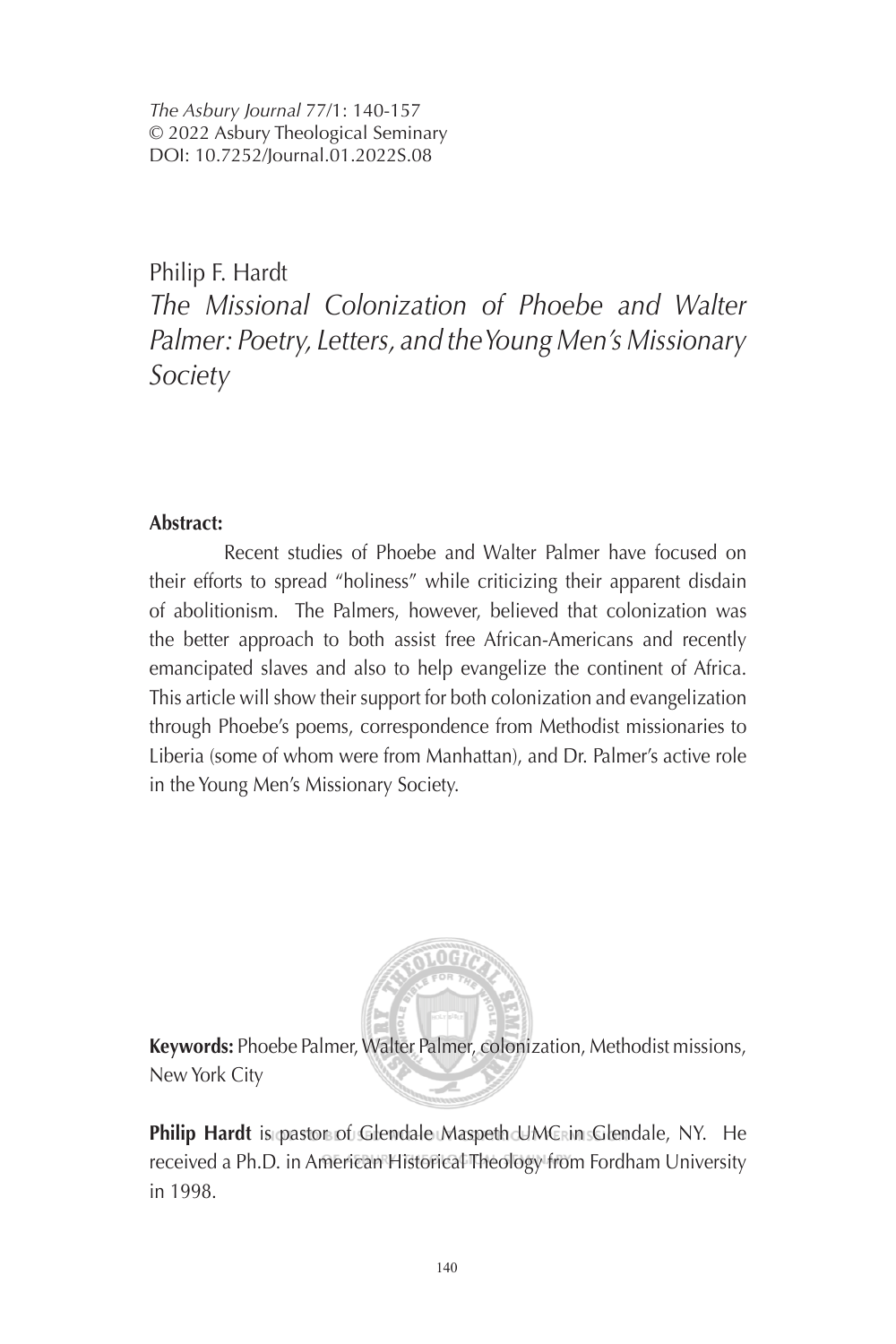*The Asbury Journal* 77/1: 140-157
© 2022 Asbury Theological Seminary
DOI: 10.7252/Journal.01.2022S.08

Philip F. Hardt

# *The Missional Colonization of Phoebe and Walter Palmer: Poetry, Letters, and the Young Men's Missionary Society*

**Abstract:**

Recent studies of Phoebe and Walter Palmer have focused on their efforts to spread "holiness" while criticizing their apparent disdain of abolitionism. The Palmers, however, believed that colonization was the better approach to both assist free African-Americans and recently emancipated slaves and also to help evangelize the continent of Africa. This article will show their support for both colonization and evangelization through Phoebe's poems, correspondence from Methodist missionaries to Liberia (some of whom were from Manhattan), and Dr. Palmer's active role in the Young Men's Missionary Society.

**Keywords:** Phoebe Palmer, Walter Palmer, colonization, Methodist missions, New York City

**Philip Hardt** is pastor of Glendale Maspeth UMC in Glendale, NY. He received a Ph.D. in American Historical Theology from Fordham University in 1998.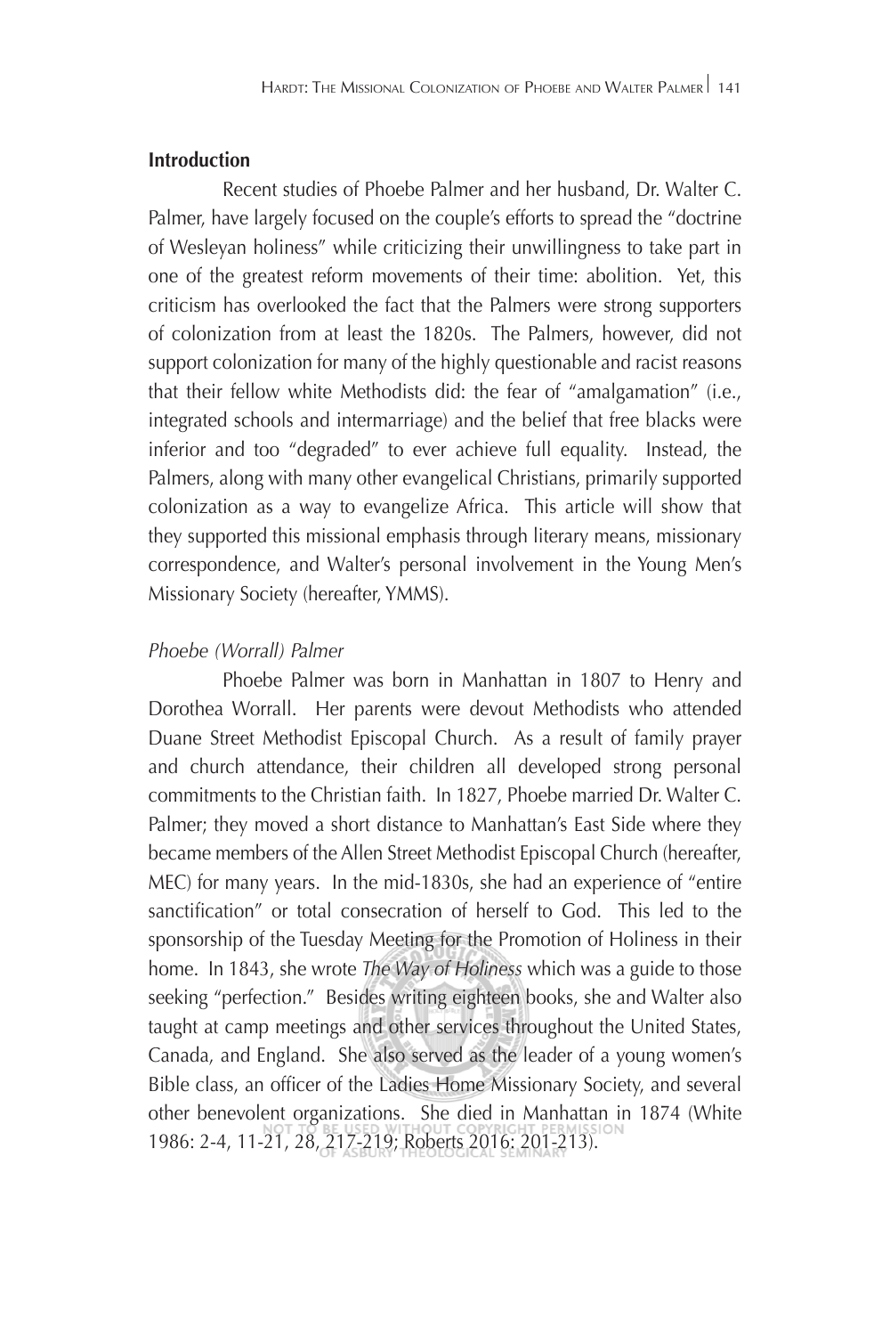### Introduction

Recent studies of Phoebe Palmer and her husband, Dr. Walter C. Palmer, have largely focused on the couple's efforts to spread the "doctrine of Wesleyan holiness" while criticizing their unwillingness to take part in one of the greatest reform movements of their time: abolition. Yet, this criticism has overlooked the fact that the Palmers were strong supporters of colonization from at least the 1820s. The Palmers, however, did not support colonization for many of the highly questionable and racist reasons that their fellow white Methodists did: the fear of "amalgamation" (i.e., integrated schools and intermarriage) and the belief that free blacks were inferior and too "degraded" to ever achieve full equality. Instead, the Palmers, along with many other evangelical Christians, primarily supported colonization as a way to evangelize Africa. This article will show that they supported this missional emphasis through literary means, missionary correspondence, and Walter's personal involvement in the Young Men's Missionary Society (hereafter, YMMS).

*Phoebe (Worrall) Palmer*

Phoebe Palmer was born in Manhattan in 1807 to Henry and Dorothea Worrall. Her parents were devout Methodists who attended Duane Street Methodist Episcopal Church. As a result of family prayer and church attendance, their children all developed strong personal commitments to the Christian faith. In 1827, Phoebe married Dr. Walter C. Palmer; they moved a short distance to Manhattan's East Side where they became members of the Allen Street Methodist Episcopal Church (hereafter, MEC) for many years. In the mid-1830s, she had an experience of "entire sanctification" or total consecration of herself to God. This led to the sponsorship of the Tuesday Meeting for the Promotion of Holiness in their home. In 1843, she wrote *The Way of Holiness* which was a guide to those seeking "perfection." Besides writing eighteen books, she and Walter also taught at camp meetings and other services throughout the United States, Canada, and England. She also served as the leader of a young women's Bible class, an officer of the Ladies Home Missionary Society, and several other benevolent organizations. She died in Manhattan in 1874 (White 1986: 2-4, 11-21, 28, 217-219; Roberts 2016: 201-213).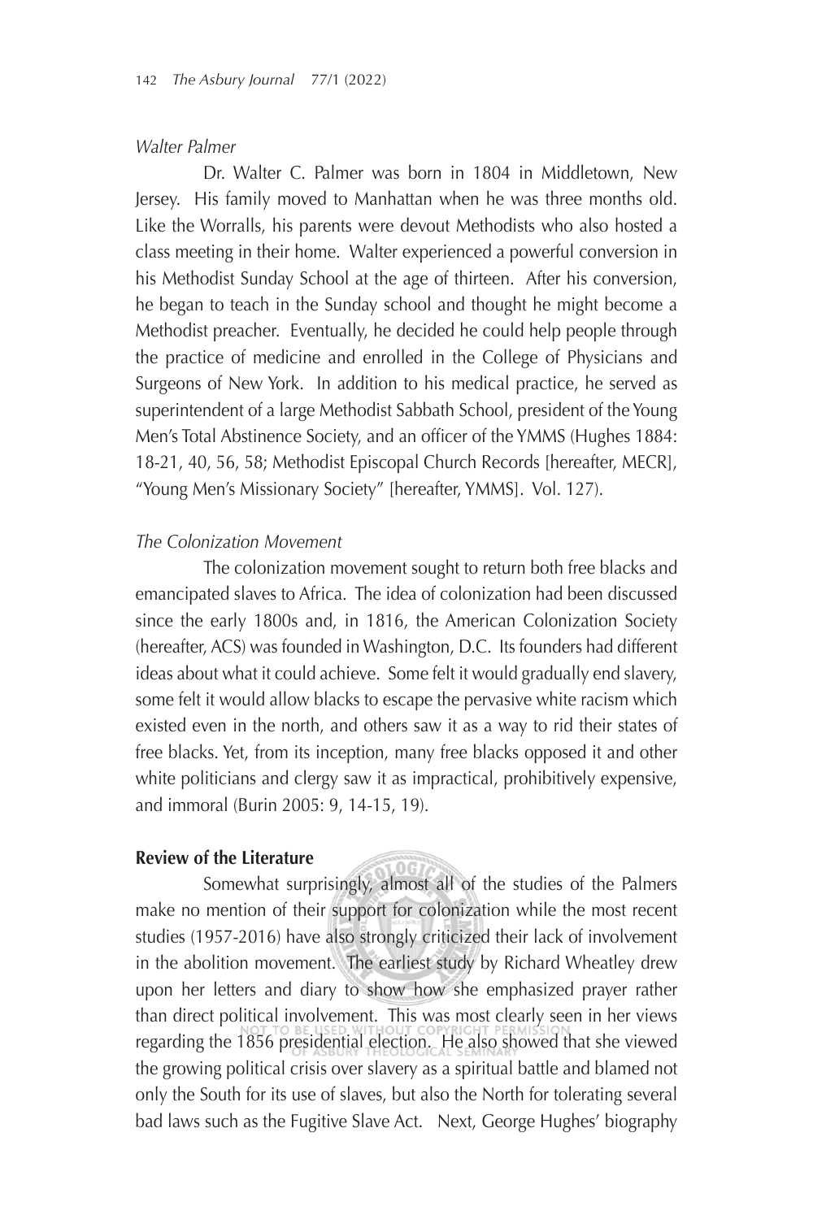*Walter Palmer*

Dr. Walter C. Palmer was born in 1804 in Middletown, New Jersey. His family moved to Manhattan when he was three months old. Like the Worralls, his parents were devout Methodists who also hosted a class meeting in their home. Walter experienced a powerful conversion in his Methodist Sunday School at the age of thirteen. After his conversion, he began to teach in the Sunday school and thought he might become a Methodist preacher. Eventually, he decided he could help people through the practice of medicine and enrolled in the College of Physicians and Surgeons of New York. In addition to his medical practice, he served as superintendent of a large Methodist Sabbath School, president of the Young Men's Total Abstinence Society, and an officer of the YMMS (Hughes 1884: 18-21, 40, 56, 58; Methodist Episcopal Church Records [hereafter, MECR], "Young Men's Missionary Society" [hereafter, YMMS]. Vol. 127).

*The Colonization Movement*

The colonization movement sought to return both free blacks and emancipated slaves to Africa. The idea of colonization had been discussed since the early 1800s and, in 1816, the American Colonization Society (hereafter, ACS) was founded in Washington, D.C. Its founders had different ideas about what it could achieve. Some felt it would gradually end slavery, some felt it would allow blacks to escape the pervasive white racism which existed even in the north, and others saw it as a way to rid their states of free blacks. Yet, from its inception, many free blacks opposed it and other white politicians and clergy saw it as impractical, prohibitively expensive, and immoral (Burin 2005: 9, 14-15, 19).

**Review of the Literature**

Somewhat surprisingly, almost all of the studies of the Palmers make no mention of their support for colonization while the most recent studies (1957-2016) have also strongly criticized their lack of involvement in the abolition movement. The earliest study by Richard Wheatley drew upon her letters and diary to show how she emphasized prayer rather than direct political involvement. This was most clearly seen in her views regarding the 1856 presidential election. He also showed that she viewed the growing political crisis over slavery as a spiritual battle and blamed not only the South for its use of slaves, but also the North for tolerating several bad laws such as the Fugitive Slave Act. Next, George Hughes' biography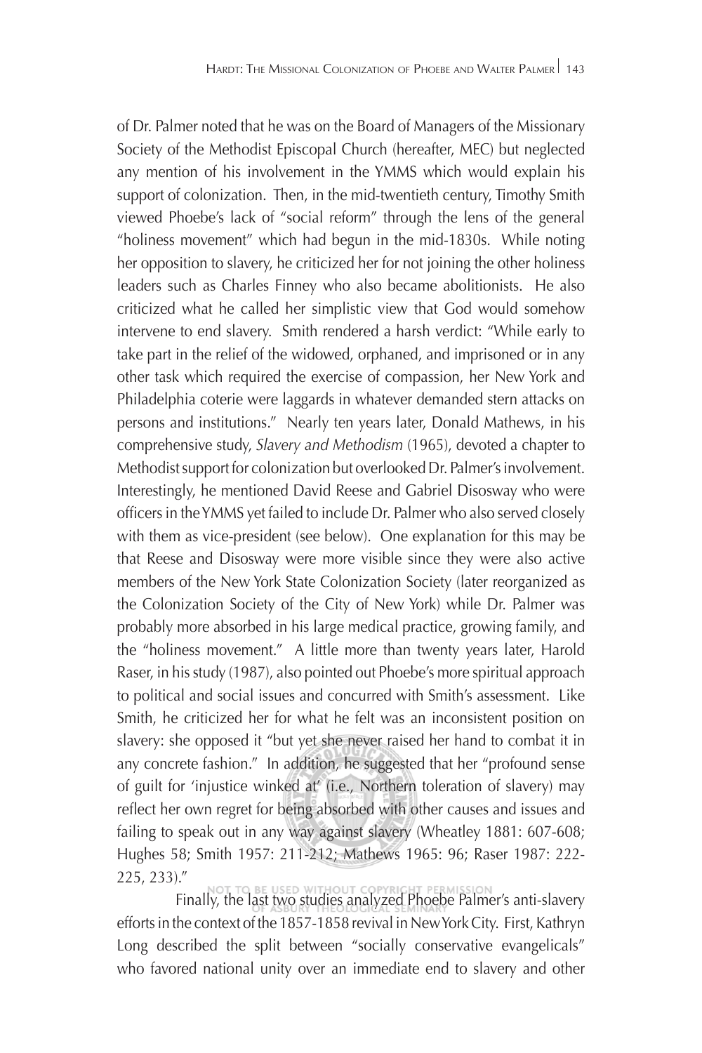of Dr. Palmer noted that he was on the Board of Managers of the Missionary Society of the Methodist Episcopal Church (hereafter, MEC) but neglected any mention of his involvement in the YMMS which would explain his support of colonization. Then, in the mid-twentieth century, Timothy Smith viewed Phoebe's lack of "social reform" through the lens of the general "holiness movement" which had begun in the mid-1830s. While noting her opposition to slavery, he criticized her for not joining the other holiness leaders such as Charles Finney who also became abolitionists. He also criticized what he called her simplistic view that God would somehow intervene to end slavery. Smith rendered a harsh verdict: "While early to take part in the relief of the widowed, orphaned, and imprisoned or in any other task which required the exercise of compassion, her New York and Philadelphia coterie were laggards in whatever demanded stern attacks on persons and institutions." Nearly ten years later, Donald Mathews, in his comprehensive study, *Slavery and Methodism* (1965), devoted a chapter to Methodist support for colonization but overlooked Dr. Palmer's involvement. Interestingly, he mentioned David Reese and Gabriel Disosway who were officers in the YMMS yet failed to include Dr. Palmer who also served closely with them as vice-president (see below). One explanation for this may be that Reese and Disosway were more visible since they were also active members of the New York State Colonization Society (later reorganized as the Colonization Society of the City of New York) while Dr. Palmer was probably more absorbed in his large medical practice, growing family, and the "holiness movement." A little more than twenty years later, Harold Raser, in his study (1987), also pointed out Phoebe's more spiritual approach to political and social issues and concurred with Smith's assessment. Like Smith, he criticized her for what he felt was an inconsistent position on slavery: she opposed it "but yet she never raised her hand to combat it in any concrete fashion." In addition, he suggested that her "profound sense of guilt for 'injustice winked at' (i.e., Northern toleration of slavery) may reflect her own regret for being absorbed with other causes and issues and failing to speak out in any way against slavery (Wheatley 1881: 607-608; Hughes 58; Smith 1957: 211-212; Mathews 1965: 96; Raser 1987: 222-225, 233)."

Finally, the last two studies analyzed Phoebe Palmer's anti-slavery efforts in the context of the 1857-1858 revival in New York City. First, Kathryn Long described the split between "socially conservative evangelicals" who favored national unity over an immediate end to slavery and other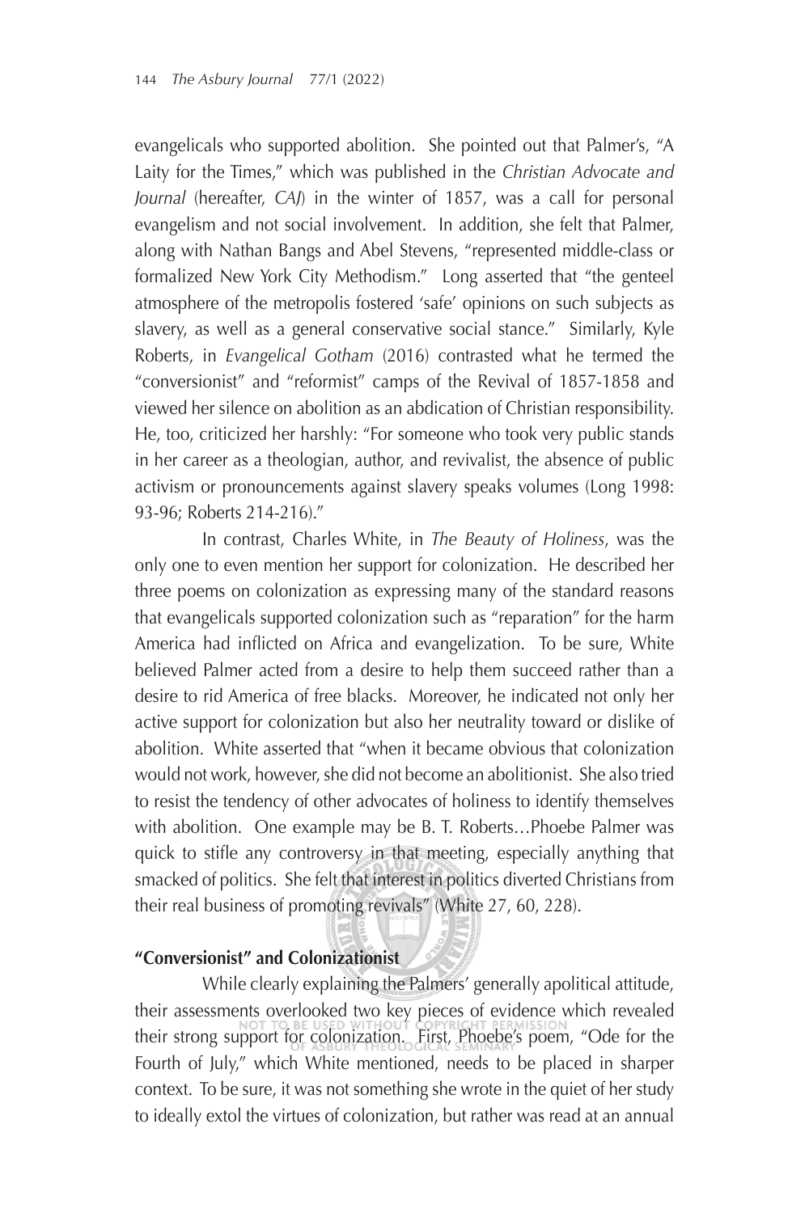evangelicals who supported abolition. She pointed out that Palmer's, "A Laity for the Times," which was published in the *Christian Advocate and Journal* (hereafter, *CAJ*) in the winter of 1857, was a call for personal evangelism and not social involvement. In addition, she felt that Palmer, along with Nathan Bangs and Abel Stevens, "represented middle-class or formalized New York City Methodism." Long asserted that "the genteel atmosphere of the metropolis fostered 'safe' opinions on such subjects as slavery, as well as a general conservative social stance." Similarly, Kyle Roberts, in *Evangelical Gotham* (2016) contrasted what he termed the "conversionist" and "reformist" camps of the Revival of 1857-1858 and viewed her silence on abolition as an abdication of Christian responsibility. He, too, criticized her harshly: "For someone who took very public stands in her career as a theologian, author, and revivalist, the absence of public activism or pronouncements against slavery speaks volumes (Long 1998: 93-96; Roberts 214-216)."

In contrast, Charles White, in *The Beauty of Holiness*, was the only one to even mention her support for colonization. He described her three poems on colonization as expressing many of the standard reasons that evangelicals supported colonization such as "reparation" for the harm America had inflicted on Africa and evangelization. To be sure, White believed Palmer acted from a desire to help them succeed rather than a desire to rid America of free blacks. Moreover, he indicated not only her active support for colonization but also her neutrality toward or dislike of abolition. White asserted that "when it became obvious that colonization would not work, however, she did not become an abolitionist. She also tried to resist the tendency of other advocates of holiness to identify themselves with abolition. One example may be B. T. Roberts…Phoebe Palmer was quick to stifle any controversy in that meeting, especially anything that smacked of politics. She felt that interest in politics diverted Christians from their real business of promoting revivals" (White 27, 60, 228).

## "Conversionist" and Colonizationist

While clearly explaining the Palmers' generally apolitical attitude, their assessments overlooked two key pieces of evidence which revealed their strong support for colonization. First, Phoebe's poem, "Ode for the Fourth of July," which White mentioned, needs to be placed in sharper context. To be sure, it was not something she wrote in the quiet of her study to ideally extol the virtues of colonization, but rather was read at an annual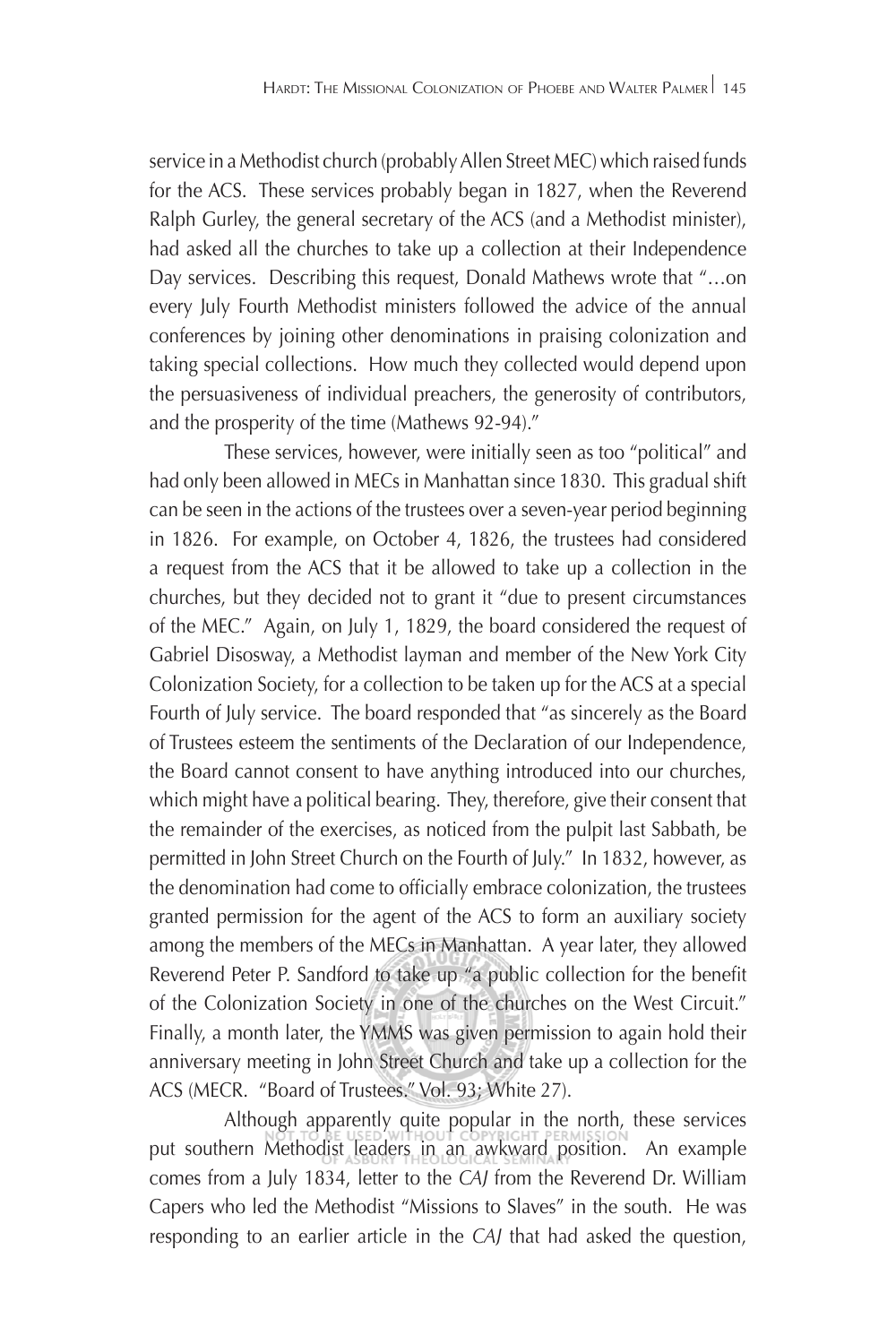service in a Methodist church (probably Allen Street MEC) which raised funds for the ACS. These services probably began in 1827, when the Reverend Ralph Gurley, the general secretary of the ACS (and a Methodist minister), had asked all the churches to take up a collection at their Independence Day services. Describing this request, Donald Mathews wrote that "…on every July Fourth Methodist ministers followed the advice of the annual conferences by joining other denominations in praising colonization and taking special collections. How much they collected would depend upon the persuasiveness of individual preachers, the generosity of contributors, and the prosperity of the time (Mathews 92-94)."

These services, however, were initially seen as too "political" and had only been allowed in MECs in Manhattan since 1830. This gradual shift can be seen in the actions of the trustees over a seven-year period beginning in 1826. For example, on October 4, 1826, the trustees had considered a request from the ACS that it be allowed to take up a collection in the churches, but they decided not to grant it "due to present circumstances of the MEC." Again, on July 1, 1829, the board considered the request of Gabriel Disosway, a Methodist layman and member of the New York City Colonization Society, for a collection to be taken up for the ACS at a special Fourth of July service. The board responded that "as sincerely as the Board of Trustees esteem the sentiments of the Declaration of our Independence, the Board cannot consent to have anything introduced into our churches, which might have a political bearing. They, therefore, give their consent that the remainder of the exercises, as noticed from the pulpit last Sabbath, be permitted in John Street Church on the Fourth of July." In 1832, however, as the denomination had come to officially embrace colonization, the trustees granted permission for the agent of the ACS to form an auxiliary society among the members of the MECs in Manhattan. A year later, they allowed Reverend Peter P. Sandford to take up "a public collection for the benefit of the Colonization Society in one of the churches on the West Circuit." Finally, a month later, the YMMS was given permission to again hold their anniversary meeting in John Street Church and take up a collection for the ACS (MECR. "Board of Trustees." Vol. 93; White 27).

Although apparently quite popular in the north, these services put southern Methodist leaders in an awkward position. An example comes from a July 1834, letter to the *CAJ* from the Reverend Dr. William Capers who led the Methodist "Missions to Slaves" in the south. He was responding to an earlier article in the *CAJ* that had asked the question,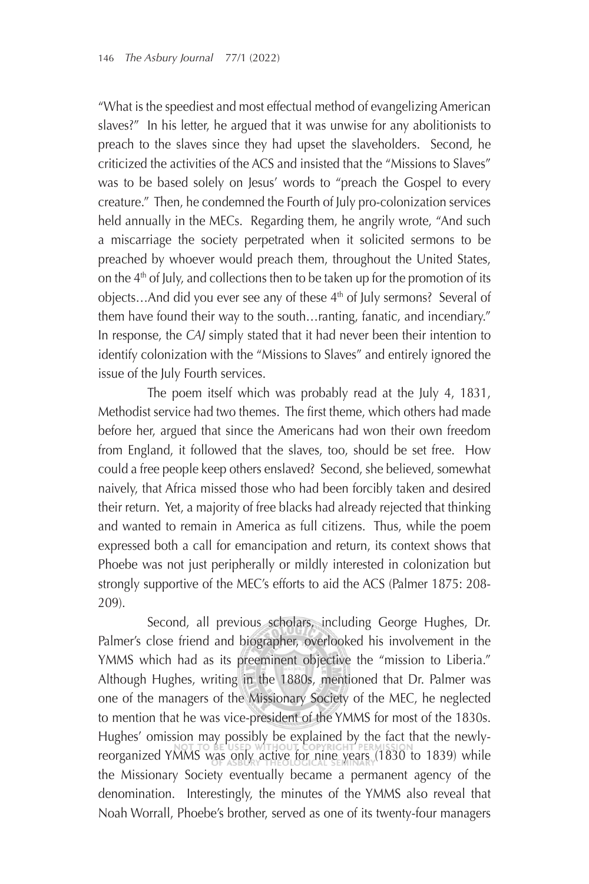"What is the speediest and most effectual method of evangelizing American slaves?" In his letter, he argued that it was unwise for any abolitionists to preach to the slaves since they had upset the slaveholders. Second, he criticized the activities of the ACS and insisted that the "Missions to Slaves" was to be based solely on Jesus' words to "preach the Gospel to every creature." Then, he condemned the Fourth of July pro-colonization services held annually in the MECs. Regarding them, he angrily wrote, "And such a miscarriage the society perpetrated when it solicited sermons to be preached by whoever would preach them, throughout the United States, on the 4th of July, and collections then to be taken up for the promotion of its objects…And did you ever see any of these 4th of July sermons? Several of them have found their way to the south…ranting, fanatic, and incendiary." In response, the *CAJ* simply stated that it had never been their intention to identify colonization with the "Missions to Slaves" and entirely ignored the issue of the July Fourth services.

The poem itself which was probably read at the July 4, 1831, Methodist service had two themes. The first theme, which others had made before her, argued that since the Americans had won their own freedom from England, it followed that the slaves, too, should be set free. How could a free people keep others enslaved? Second, she believed, somewhat naively, that Africa missed those who had been forcibly taken and desired their return. Yet, a majority of free blacks had already rejected that thinking and wanted to remain in America as full citizens. Thus, while the poem expressed both a call for emancipation and return, its context shows that Phoebe was not just peripherally or mildly interested in colonization but strongly supportive of the MEC's efforts to aid the ACS (Palmer 1875: 208-209).

Second, all previous scholars, including George Hughes, Dr. Palmer's close friend and biographer, overlooked his involvement in the YMMS which had as its preeminent objective the "mission to Liberia." Although Hughes, writing in the 1880s, mentioned that Dr. Palmer was one of the managers of the Missionary Society of the MEC, he neglected to mention that he was vice-president of the YMMS for most of the 1830s. Hughes' omission may possibly be explained by the fact that the newly-reorganized YMMS was only active for nine years (1830 to 1839) while the Missionary Society eventually became a permanent agency of the denomination. Interestingly, the minutes of the YMMS also reveal that Noah Worrall, Phoebe's brother, served as one of its twenty-four managers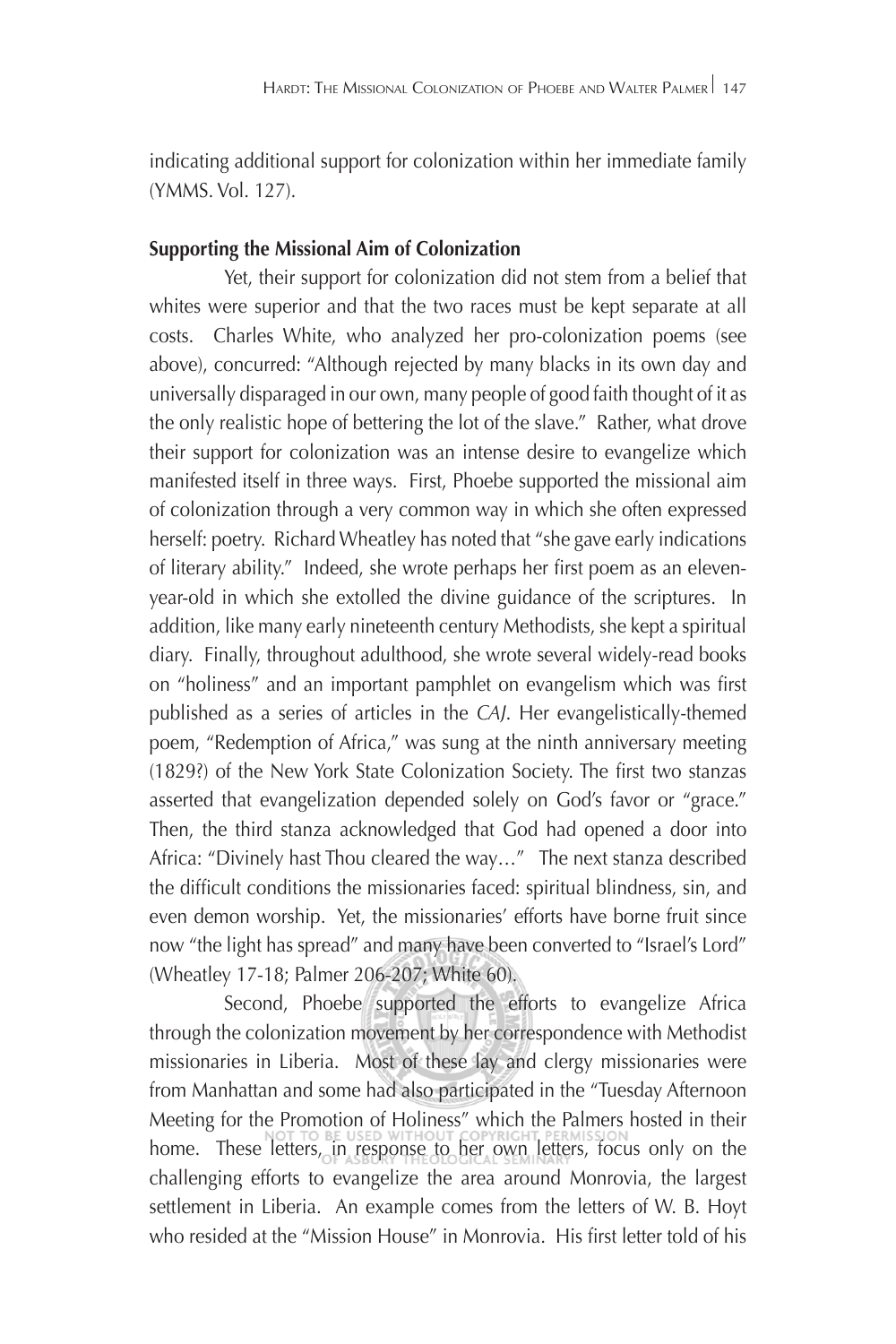indicating additional support for colonization within her immediate family (YMMS. Vol. 127).

**Supporting the Missional Aim of Colonization**

Yet, their support for colonization did not stem from a belief that whites were superior and that the two races must be kept separate at all costs. Charles White, who analyzed her pro-colonization poems (see above), concurred: "Although rejected by many blacks in its own day and universally disparaged in our own, many people of good faith thought of it as the only realistic hope of bettering the lot of the slave." Rather, what drove their support for colonization was an intense desire to evangelize which manifested itself in three ways. First, Phoebe supported the missional aim of colonization through a very common way in which she often expressed herself: poetry. Richard Wheatley has noted that "she gave early indications of literary ability." Indeed, she wrote perhaps her first poem as an eleven-year-old in which she extolled the divine guidance of the scriptures. In addition, like many early nineteenth century Methodists, she kept a spiritual diary. Finally, throughout adulthood, she wrote several widely-read books on "holiness" and an important pamphlet on evangelism which was first published as a series of articles in the *CAJ*. Her evangelistically-themed poem, "Redemption of Africa," was sung at the ninth anniversary meeting (1829?) of the New York State Colonization Society. The first two stanzas asserted that evangelization depended solely on God's favor or "grace." Then, the third stanza acknowledged that God had opened a door into Africa: "Divinely hast Thou cleared the way…" The next stanza described the difficult conditions the missionaries faced: spiritual blindness, sin, and even demon worship. Yet, the missionaries' efforts have borne fruit since now "the light has spread" and many have been converted to "Israel's Lord" (Wheatley 17-18; Palmer 206-207; White 60).

Second, Phoebe supported the efforts to evangelize Africa through the colonization movement by her correspondence with Methodist missionaries in Liberia. Most of these lay and clergy missionaries were from Manhattan and some had also participated in the "Tuesday Afternoon Meeting for the Promotion of Holiness" which the Palmers hosted in their home. These letters, in response to her own letters, focus only on the challenging efforts to evangelize the area around Monrovia, the largest settlement in Liberia. An example comes from the letters of W. B. Hoyt who resided at the "Mission House" in Monrovia. His first letter told of his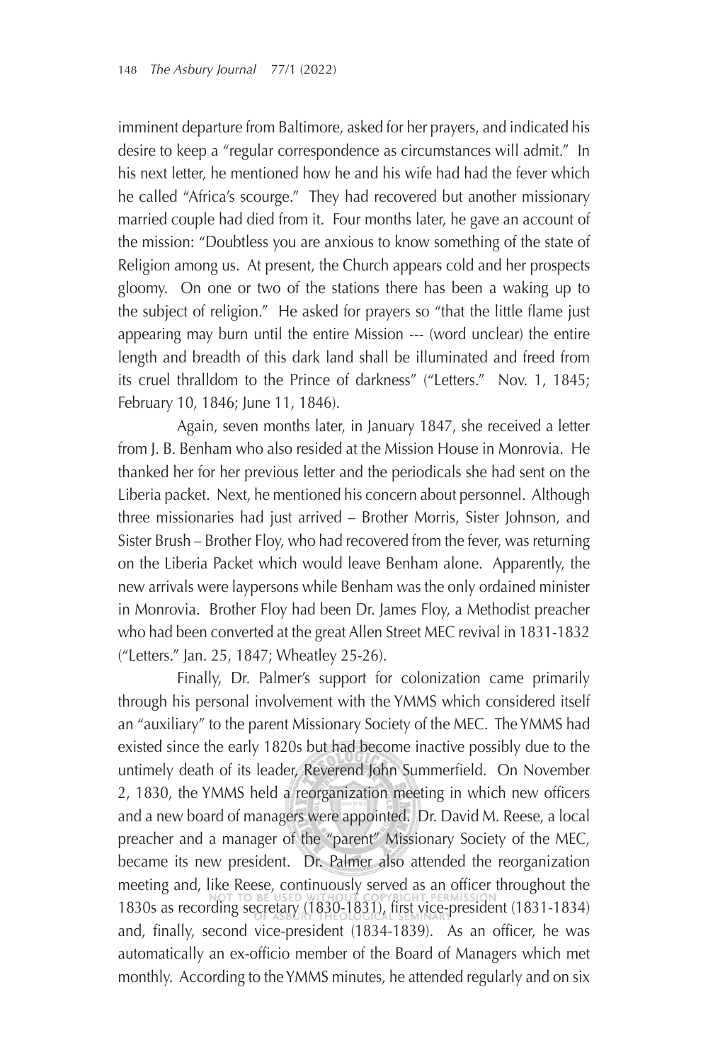imminent departure from Baltimore, asked for her prayers, and indicated his desire to keep a "regular correspondence as circumstances will admit." In his next letter, he mentioned how he and his wife had had the fever which he called "Africa's scourge." They had recovered but another missionary married couple had died from it. Four months later, he gave an account of the mission: "Doubtless you are anxious to know something of the state of Religion among us. At present, the Church appears cold and her prospects gloomy. On one or two of the stations there has been a waking up to the subject of religion." He asked for prayers so "that the little flame just appearing may burn until the entire Mission --- (word unclear) the entire length and breadth of this dark land shall be illuminated and freed from its cruel thralldom to the Prince of darkness" ("Letters." Nov. 1, 1845; February 10, 1846; June 11, 1846).

Again, seven months later, in January 1847, she received a letter from J. B. Benham who also resided at the Mission House in Monrovia. He thanked her for her previous letter and the periodicals she had sent on the Liberia packet. Next, he mentioned his concern about personnel. Although three missionaries had just arrived – Brother Morris, Sister Johnson, and Sister Brush – Brother Floy, who had recovered from the fever, was returning on the Liberia Packet which would leave Benham alone. Apparently, the new arrivals were laypersons while Benham was the only ordained minister in Monrovia. Brother Floy had been Dr. James Floy, a Methodist preacher who had been converted at the great Allen Street MEC revival in 1831-1832 ("Letters." Jan. 25, 1847; Wheatley 25-26).

Finally, Dr. Palmer's support for colonization came primarily through his personal involvement with the YMMS which considered itself an "auxiliary" to the parent Missionary Society of the MEC. The YMMS had existed since the early 1820s but had become inactive possibly due to the untimely death of its leader, Reverend John Summerfield. On November 2, 1830, the YMMS held a reorganization meeting in which new officers and a new board of managers were appointed. Dr. David M. Reese, a local preacher and a manager of the "parent" Missionary Society of the MEC, became its new president. Dr. Palmer also attended the reorganization meeting and, like Reese, continuously served as an officer throughout the 1830s as recording secretary (1830-1831), first vice-president (1831-1834) and, finally, second vice-president (1834-1839). As an officer, he was automatically an ex-officio member of the Board of Managers which met monthly. According to the YMMS minutes, he attended regularly and on six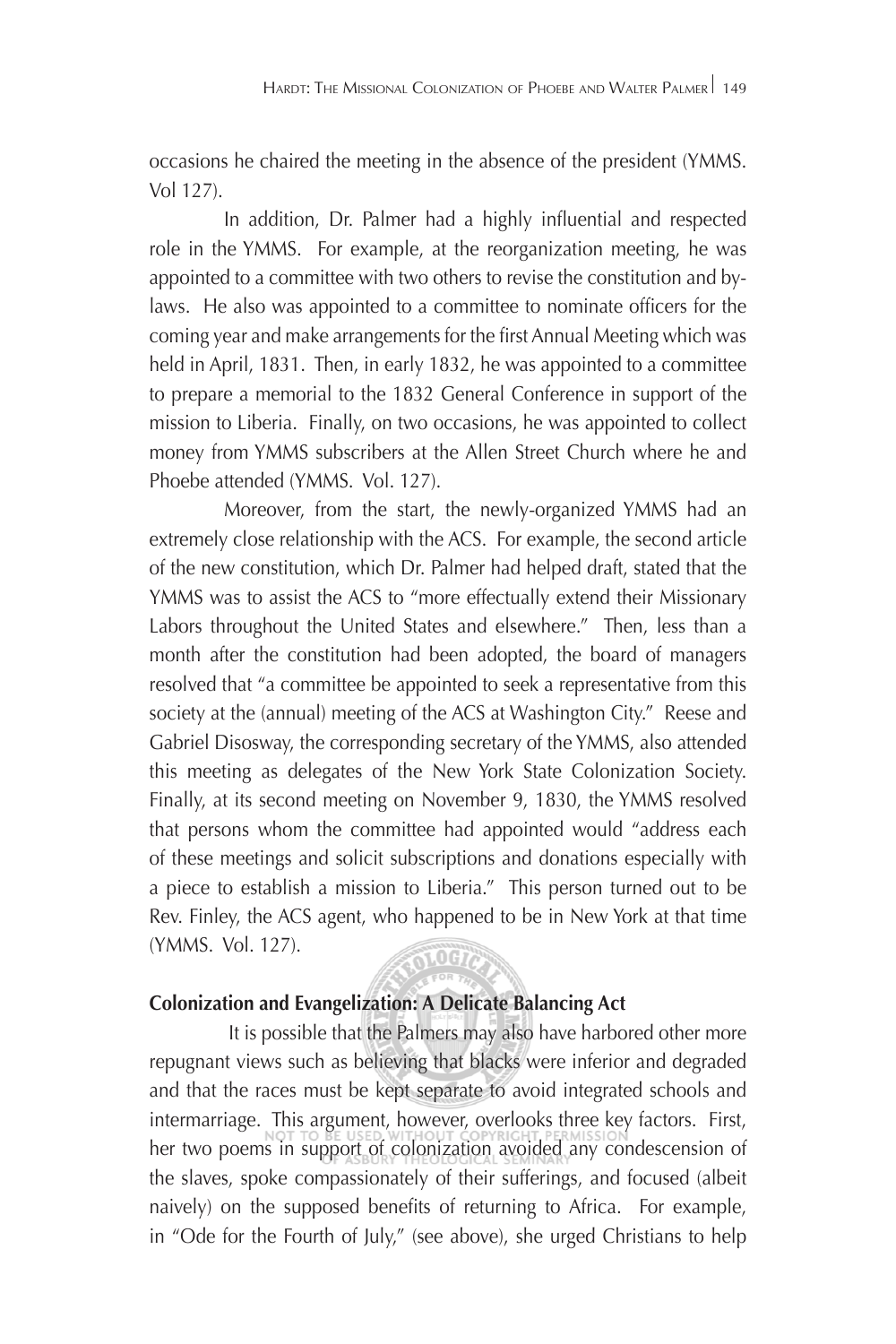occasions he chaired the meeting in the absence of the president (YMMS. Vol 127).

In addition, Dr. Palmer had a highly influential and respected role in the YMMS. For example, at the reorganization meeting, he was appointed to a committee with two others to revise the constitution and by-laws. He also was appointed to a committee to nominate officers for the coming year and make arrangements for the first Annual Meeting which was held in April, 1831. Then, in early 1832, he was appointed to a committee to prepare a memorial to the 1832 General Conference in support of the mission to Liberia. Finally, on two occasions, he was appointed to collect money from YMMS subscribers at the Allen Street Church where he and Phoebe attended (YMMS. Vol. 127).

Moreover, from the start, the newly-organized YMMS had an extremely close relationship with the ACS. For example, the second article of the new constitution, which Dr. Palmer had helped draft, stated that the YMMS was to assist the ACS to "more effectually extend their Missionary Labors throughout the United States and elsewhere." Then, less than a month after the constitution had been adopted, the board of managers resolved that "a committee be appointed to seek a representative from this society at the (annual) meeting of the ACS at Washington City." Reese and Gabriel Disosway, the corresponding secretary of the YMMS, also attended this meeting as delegates of the New York State Colonization Society. Finally, at its second meeting on November 9, 1830, the YMMS resolved that persons whom the committee had appointed would "address each of these meetings and solicit subscriptions and donations especially with a piece to establish a mission to Liberia." This person turned out to be Rev. Finley, the ACS agent, who happened to be in New York at that time (YMMS. Vol. 127).

## Colonization and Evangelization: A Delicate Balancing Act

It is possible that the Palmers may also have harbored other more repugnant views such as believing that blacks were inferior and degraded and that the races must be kept separate to avoid integrated schools and intermarriage. This argument, however, overlooks three key factors. First, her two poems in support of colonization avoided any condescension of the slaves, spoke compassionately of their sufferings, and focused (albeit naively) on the supposed benefits of returning to Africa. For example, in "Ode for the Fourth of July," (see above), she urged Christians to help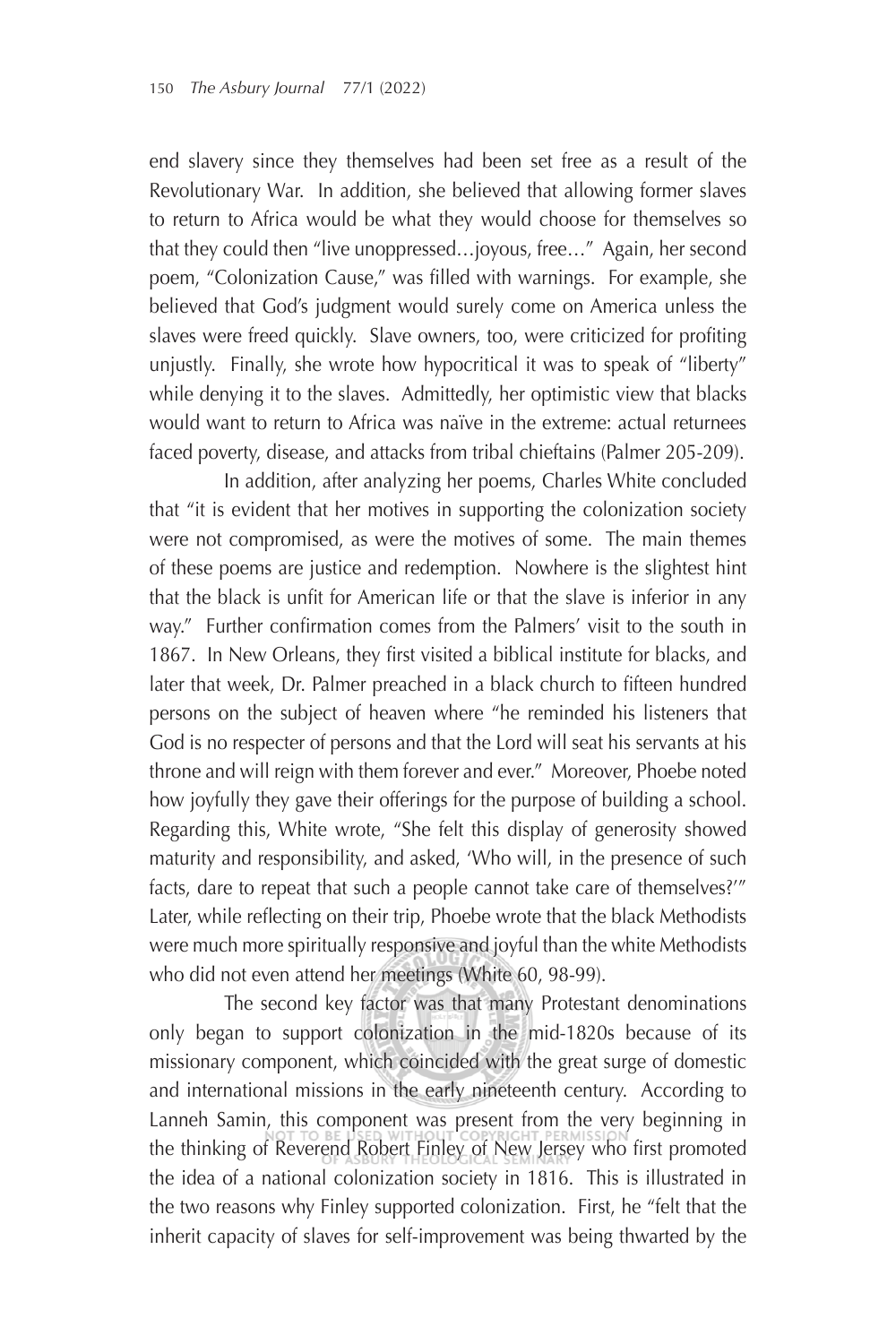end slavery since they themselves had been set free as a result of the Revolutionary War. In addition, she believed that allowing former slaves to return to Africa would be what they would choose for themselves so that they could then "live unoppressed…joyous, free…" Again, her second poem, "Colonization Cause," was filled with warnings. For example, she believed that God's judgment would surely come on America unless the slaves were freed quickly. Slave owners, too, were criticized for profiting unjustly. Finally, she wrote how hypocritical it was to speak of "liberty" while denying it to the slaves. Admittedly, her optimistic view that blacks would want to return to Africa was naïve in the extreme: actual returnees faced poverty, disease, and attacks from tribal chieftains (Palmer 205-209).

In addition, after analyzing her poems, Charles White concluded that "it is evident that her motives in supporting the colonization society were not compromised, as were the motives of some. The main themes of these poems are justice and redemption. Nowhere is the slightest hint that the black is unfit for American life or that the slave is inferior in any way." Further confirmation comes from the Palmers' visit to the south in 1867. In New Orleans, they first visited a biblical institute for blacks, and later that week, Dr. Palmer preached in a black church to fifteen hundred persons on the subject of heaven where "he reminded his listeners that God is no respecter of persons and that the Lord will seat his servants at his throne and will reign with them forever and ever." Moreover, Phoebe noted how joyfully they gave their offerings for the purpose of building a school. Regarding this, White wrote, "She felt this display of generosity showed maturity and responsibility, and asked, 'Who will, in the presence of such facts, dare to repeat that such a people cannot take care of themselves?'" Later, while reflecting on their trip, Phoebe wrote that the black Methodists were much more spiritually responsive and joyful than the white Methodists who did not even attend her meetings (White 60, 98-99).

The second key factor was that many Protestant denominations only began to support colonization in the mid-1820s because of its missionary component, which coincided with the great surge of domestic and international missions in the early nineteenth century. According to Lanneh Samin, this component was present from the very beginning in the thinking of Reverend Robert Finley of New Jersey who first promoted the idea of a national colonization society in 1816. This is illustrated in the two reasons why Finley supported colonization. First, he "felt that the inherit capacity of slaves for self-improvement was being thwarted by the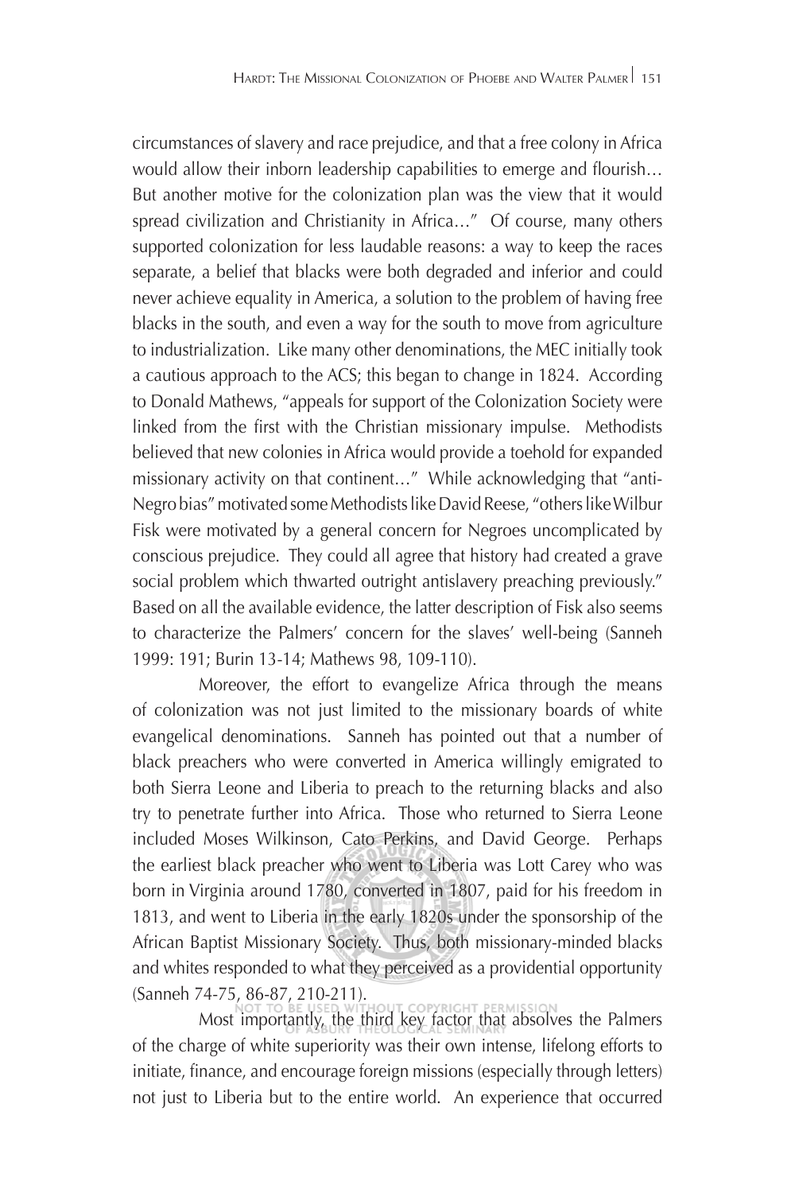circumstances of slavery and race prejudice, and that a free colony in Africa would allow their inborn leadership capabilities to emerge and flourish… But another motive for the colonization plan was the view that it would spread civilization and Christianity in Africa…" Of course, many others supported colonization for less laudable reasons: a way to keep the races separate, a belief that blacks were both degraded and inferior and could never achieve equality in America, a solution to the problem of having free blacks in the south, and even a way for the south to move from agriculture to industrialization. Like many other denominations, the MEC initially took a cautious approach to the ACS; this began to change in 1824. According to Donald Mathews, "appeals for support of the Colonization Society were linked from the first with the Christian missionary impulse. Methodists believed that new colonies in Africa would provide a toehold for expanded missionary activity on that continent…" While acknowledging that "anti-Negro bias" motivated some Methodists like David Reese, "others like Wilbur Fisk were motivated by a general concern for Negroes uncomplicated by conscious prejudice. They could all agree that history had created a grave social problem which thwarted outright antislavery preaching previously." Based on all the available evidence, the latter description of Fisk also seems to characterize the Palmers' concern for the slaves' well-being (Sanneh 1999: 191; Burin 13-14; Mathews 98, 109-110).

Moreover, the effort to evangelize Africa through the means of colonization was not just limited to the missionary boards of white evangelical denominations. Sanneh has pointed out that a number of black preachers who were converted in America willingly emigrated to both Sierra Leone and Liberia to preach to the returning blacks and also try to penetrate further into Africa. Those who returned to Sierra Leone included Moses Wilkinson, Cato Perkins, and David George. Perhaps the earliest black preacher who went to Liberia was Lott Carey who was born in Virginia around 1780, converted in 1807, paid for his freedom in 1813, and went to Liberia in the early 1820s under the sponsorship of the African Baptist Missionary Society. Thus, both missionary-minded blacks and whites responded to what they perceived as a providential opportunity (Sanneh 74-75, 86-87, 210-211).

Most importantly, the third key factor that absolves the Palmers of the charge of white superiority was their own intense, lifelong efforts to initiate, finance, and encourage foreign missions (especially through letters) not just to Liberia but to the entire world. An experience that occurred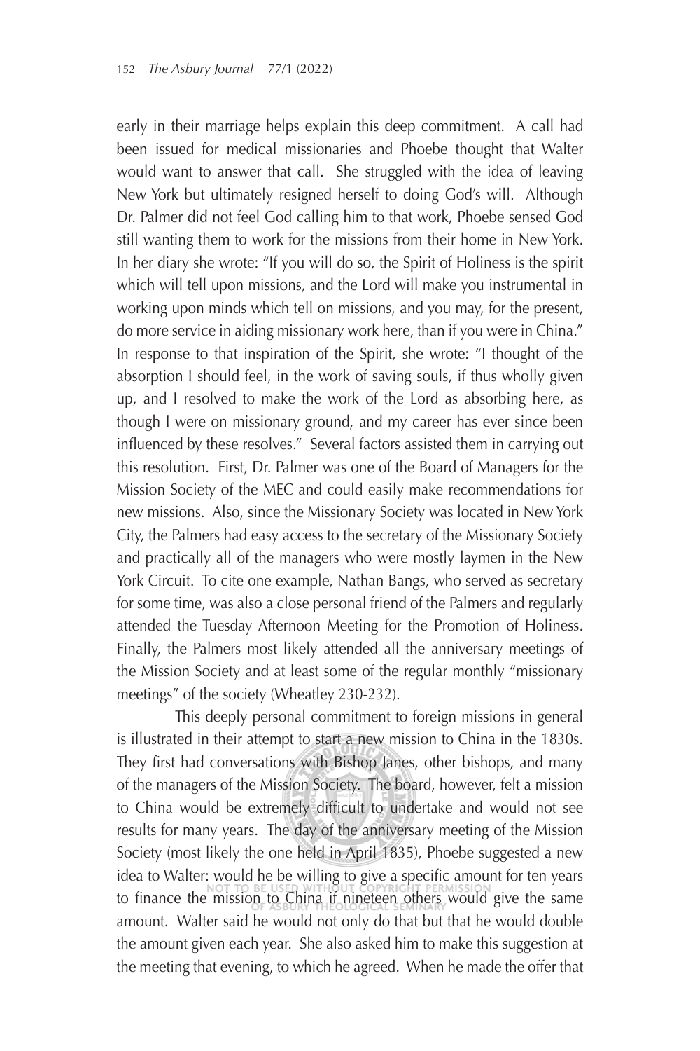early in their marriage helps explain this deep commitment. A call had been issued for medical missionaries and Phoebe thought that Walter would want to answer that call. She struggled with the idea of leaving New York but ultimately resigned herself to doing God's will. Although Dr. Palmer did not feel God calling him to that work, Phoebe sensed God still wanting them to work for the missions from their home in New York. In her diary she wrote: "If you will do so, the Spirit of Holiness is the spirit which will tell upon missions, and the Lord will make you instrumental in working upon minds which tell on missions, and you may, for the present, do more service in aiding missionary work here, than if you were in China." In response to that inspiration of the Spirit, she wrote: "I thought of the absorption I should feel, in the work of saving souls, if thus wholly given up, and I resolved to make the work of the Lord as absorbing here, as though I were on missionary ground, and my career has ever since been influenced by these resolves." Several factors assisted them in carrying out this resolution. First, Dr. Palmer was one of the Board of Managers for the Mission Society of the MEC and could easily make recommendations for new missions. Also, since the Missionary Society was located in New York City, the Palmers had easy access to the secretary of the Missionary Society and practically all of the managers who were mostly laymen in the New York Circuit. To cite one example, Nathan Bangs, who served as secretary for some time, was also a close personal friend of the Palmers and regularly attended the Tuesday Afternoon Meeting for the Promotion of Holiness. Finally, the Palmers most likely attended all the anniversary meetings of the Mission Society and at least some of the regular monthly "missionary meetings" of the society (Wheatley 230-232).

This deeply personal commitment to foreign missions in general is illustrated in their attempt to start a new mission to China in the 1830s. They first had conversations with Bishop Janes, other bishops, and many of the managers of the Mission Society. The board, however, felt a mission to China would be extremely difficult to undertake and would not see results for many years. The day of the anniversary meeting of the Mission Society (most likely the one held in April 1835), Phoebe suggested a new idea to Walter: would he be willing to give a specific amount for ten years to finance the mission to China if nineteen others would give the same amount. Walter said he would not only do that but that he would double the amount given each year. She also asked him to make this suggestion at the meeting that evening, to which he agreed. When he made the offer that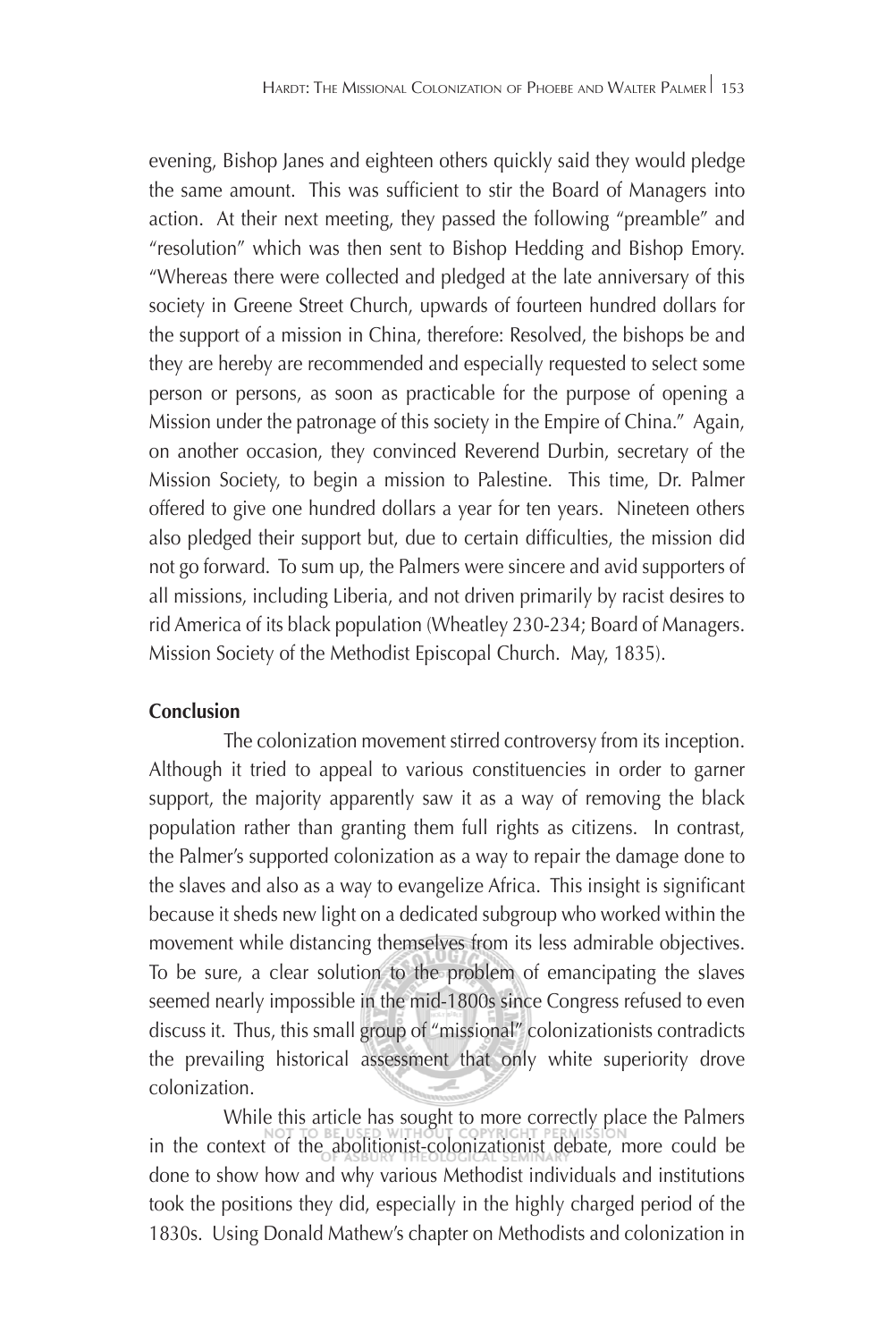evening, Bishop Janes and eighteen others quickly said they would pledge the same amount. This was sufficient to stir the Board of Managers into action. At their next meeting, they passed the following "preamble" and "resolution" which was then sent to Bishop Hedding and Bishop Emory. "Whereas there were collected and pledged at the late anniversary of this society in Greene Street Church, upwards of fourteen hundred dollars for the support of a mission in China, therefore: Resolved, the bishops be and they are hereby are recommended and especially requested to select some person or persons, as soon as practicable for the purpose of opening a Mission under the patronage of this society in the Empire of China." Again, on another occasion, they convinced Reverend Durbin, secretary of the Mission Society, to begin a mission to Palestine. This time, Dr. Palmer offered to give one hundred dollars a year for ten years. Nineteen others also pledged their support but, due to certain difficulties, the mission did not go forward. To sum up, the Palmers were sincere and avid supporters of all missions, including Liberia, and not driven primarily by racist desires to rid America of its black population (Wheatley 230-234; Board of Managers. Mission Society of the Methodist Episcopal Church. May, 1835).

**Conclusion**

The colonization movement stirred controversy from its inception. Although it tried to appeal to various constituencies in order to garner support, the majority apparently saw it as a way of removing the black population rather than granting them full rights as citizens. In contrast, the Palmer's supported colonization as a way to repair the damage done to the slaves and also as a way to evangelize Africa. This insight is significant because it sheds new light on a dedicated subgroup who worked within the movement while distancing themselves from its less admirable objectives. To be sure, a clear solution to the problem of emancipating the slaves seemed nearly impossible in the mid-1800s since Congress refused to even discuss it. Thus, this small group of "missional" colonizationists contradicts the prevailing historical assessment that only white superiority drove colonization.

While this article has sought to more correctly place the Palmers in the context of the abolitionist-colonizationist debate, more could be done to show how and why various Methodist individuals and institutions took the positions they did, especially in the highly charged period of the 1830s. Using Donald Mathew's chapter on Methodists and colonization in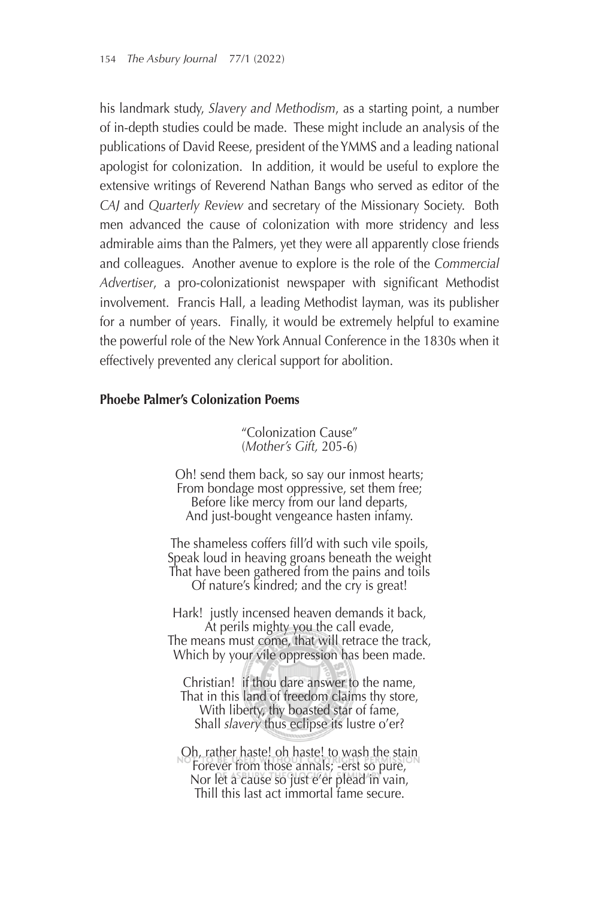his landmark study, *Slavery and Methodism*, as a starting point, a number of in-depth studies could be made. These might include an analysis of the publications of David Reese, president of the YMMS and a leading national apologist for colonization. In addition, it would be useful to explore the extensive writings of Reverend Nathan Bangs who served as editor of the *CAJ* and *Quarterly Review* and secretary of the Missionary Society. Both men advanced the cause of colonization with more stridency and less admirable aims than the Palmers, yet they were all apparently close friends and colleagues. Another avenue to explore is the role of the *Commercial Advertiser*, a pro-colonizationist newspaper with significant Methodist involvement. Francis Hall, a leading Methodist layman, was its publisher for a number of years. Finally, it would be extremely helpful to examine the powerful role of the New York Annual Conference in the 1830s when it effectively prevented any clerical support for abolition.

**Phoebe Palmer's Colonization Poems**

"Colonization Cause"
(*Mother's Gift,* 205-6)

Oh! send them back, so say our inmost hearts;
From bondage most oppressive, set them free;
Before like mercy from our land departs,
And just-bought vengeance hasten infamy.

The shameless coffers fill'd with such vile spoils,
Speak loud in heaving groans beneath the weight
That have been gathered from the pains and toils
Of nature's kindred; and the cry is great!

Hark! justly incensed heaven demands it back,
At perils mighty you the call evade,
The means must come, that will retrace the track,
Which by your vile oppression has been made.

Christian! if thou dare answer to the name,
That in this land of freedom claims thy store,
With liberty, thy boasted star of fame,
Shall *slavery* thus eclipse its lustre o'er?

Oh, rather haste! oh haste! to wash the stain
Forever from those annals; -erst so pure,
Nor let a cause so just e'er plead in vain,
Thill this last act immortal fame secure.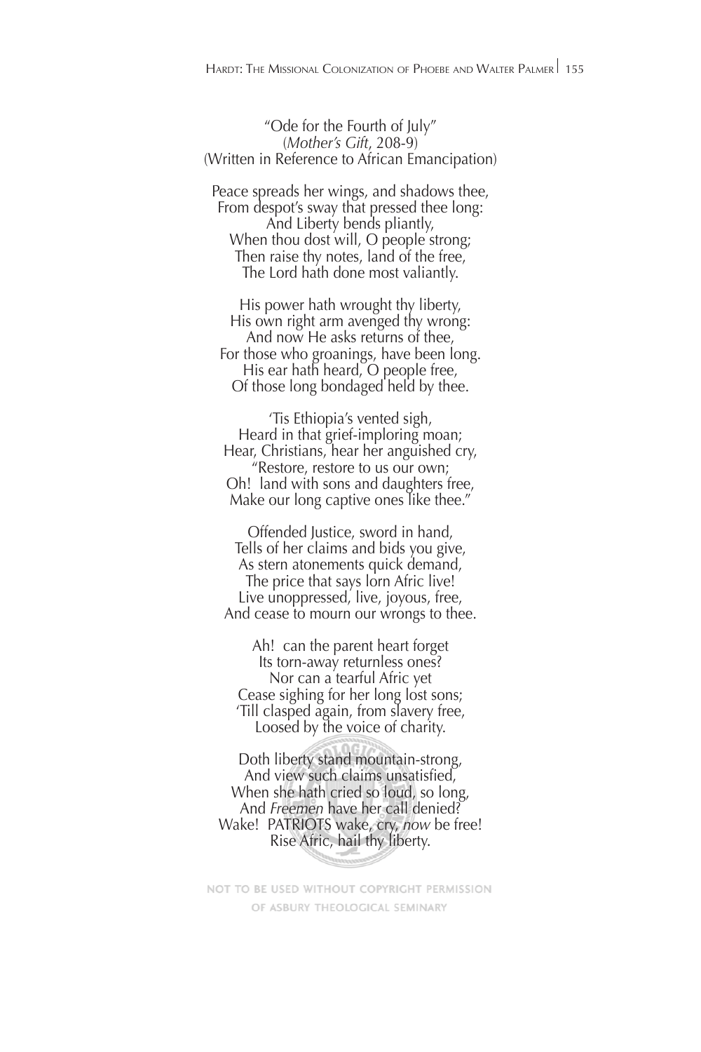"Ode for the Fourth of July"
(*Mother's Gift*, 208-9)
(Written in Reference to African Emancipation)

Peace spreads her wings, and shadows thee,
From despot's sway that pressed thee long:
And Liberty bends pliantly,
When thou dost will, O people strong;
Then raise thy notes, land of the free,
The Lord hath done most valiantly.

His power hath wrought thy liberty,
His own right arm avenged thy wrong:
And now He asks returns of thee,
For those who groanings, have been long.
His ear hath heard, O people free,
Of those long bondaged held by thee.

'Tis Ethiopia's vented sigh,
Heard in that grief-imploring moan;
Hear, Christians, hear her anguished cry,
"Restore, restore to us our own;
Oh! land with sons and daughters free,
Make our long captive ones like thee."

Offended Justice, sword in hand,
Tells of her claims and bids you give,
As stern atonements quick demand,
The price that says lorn Afric live!
Live unoppressed, live, joyous, free,
And cease to mourn our wrongs to thee.

Ah! can the parent heart forget
Its torn-away returnless ones?
Nor can a tearful Afric yet
Cease sighing for her long lost sons;
'Till clasped again, from slavery free,
Loosed by the voice of charity.

Doth liberty stand mountain-strong,
And view such claims unsatisfied,
When she hath cried so loud, so long,
And *Freemen* have her call denied?
Wake! PATRIOTS wake, cry, *now* be free!
Rise Afric, hail thy liberty.

NOT TO BE USED WITHOUT COPYRIGHT PERMISSION
OF ASBURY THEOLOGICAL SEMINARY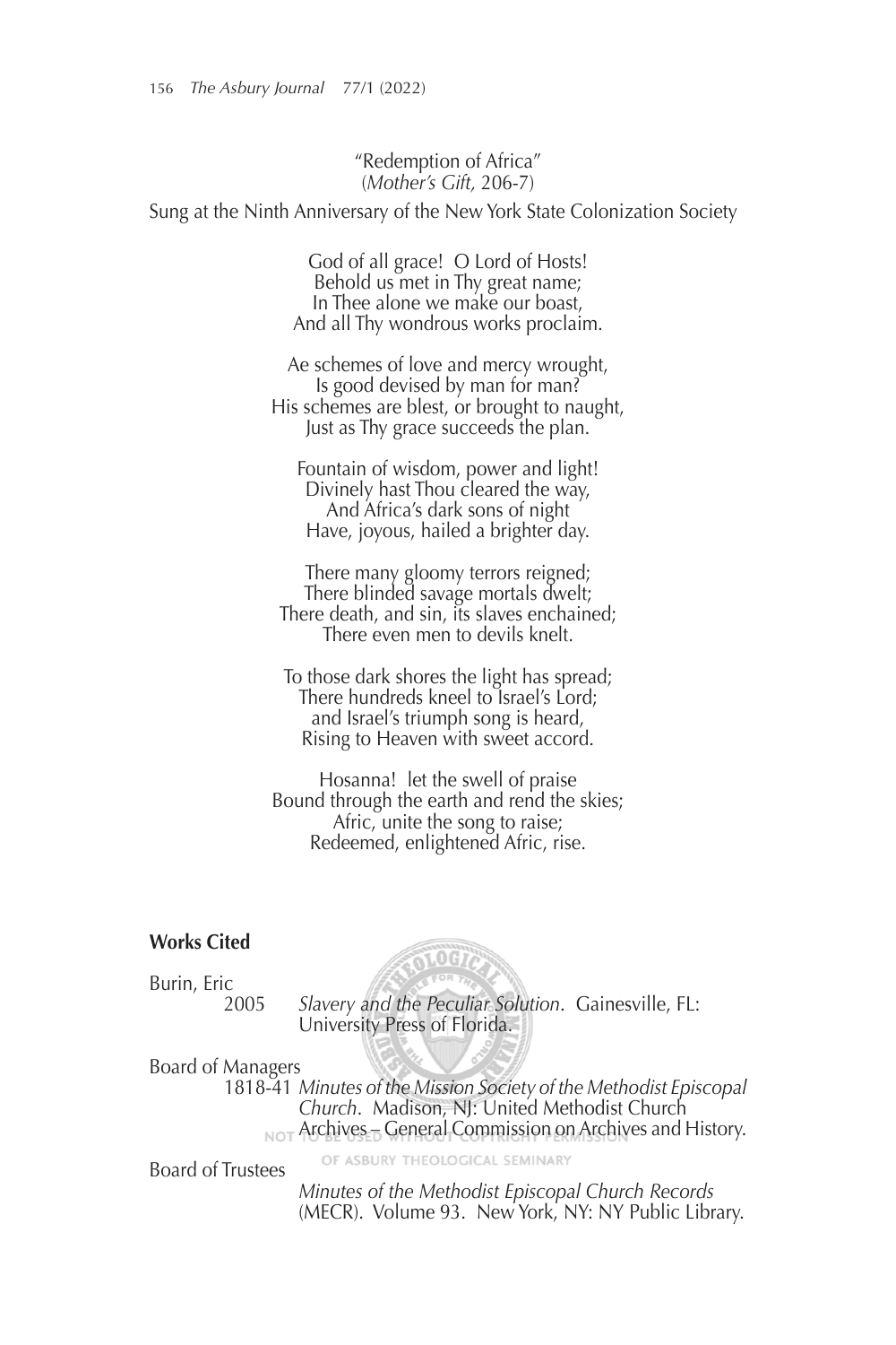"Redemption of Africa"
(*Mother's Gift,* 206-7)

Sung at the Ninth Anniversary of the New York State Colonization Society

God of all grace! O Lord of Hosts!
Behold us met in Thy great name;
In Thee alone we make our boast,
And all Thy wondrous works proclaim.

Ae schemes of love and mercy wrought,
Is good devised by man for man?
His schemes are blest, or brought to naught,
Just as Thy grace succeeds the plan.

Fountain of wisdom, power and light!
Divinely hast Thou cleared the way,
And Africa's dark sons of night
Have, joyous, hailed a brighter day.

There many gloomy terrors reigned;
There blinded savage mortals dwelt;
There death, and sin, its slaves enchained;
There even men to devils knelt.

To those dark shores the light has spread;
There hundreds kneel to Israel's Lord;
and Israel's triumph song is heard,
Rising to Heaven with sweet accord.

Hosanna! let the swell of praise
Bound through the earth and rend the skies;
Afric, unite the song to raise;
Redeemed, enlightened Afric, rise.

**Works Cited**

Burin, Eric
2005 *Slavery and the Peculiar Solution*. Gainesville, FL: University Press of Florida.

Board of Managers
1818-41 *Minutes of the Mission Society of the Methodist Episcopal Church*. Madison, NJ: United Methodist Church Archives – General Commission on Archives and History.

Board of Trustees
*Minutes of the Methodist Episcopal Church Records* (MECR). Volume 93. New York, NY: NY Public Library.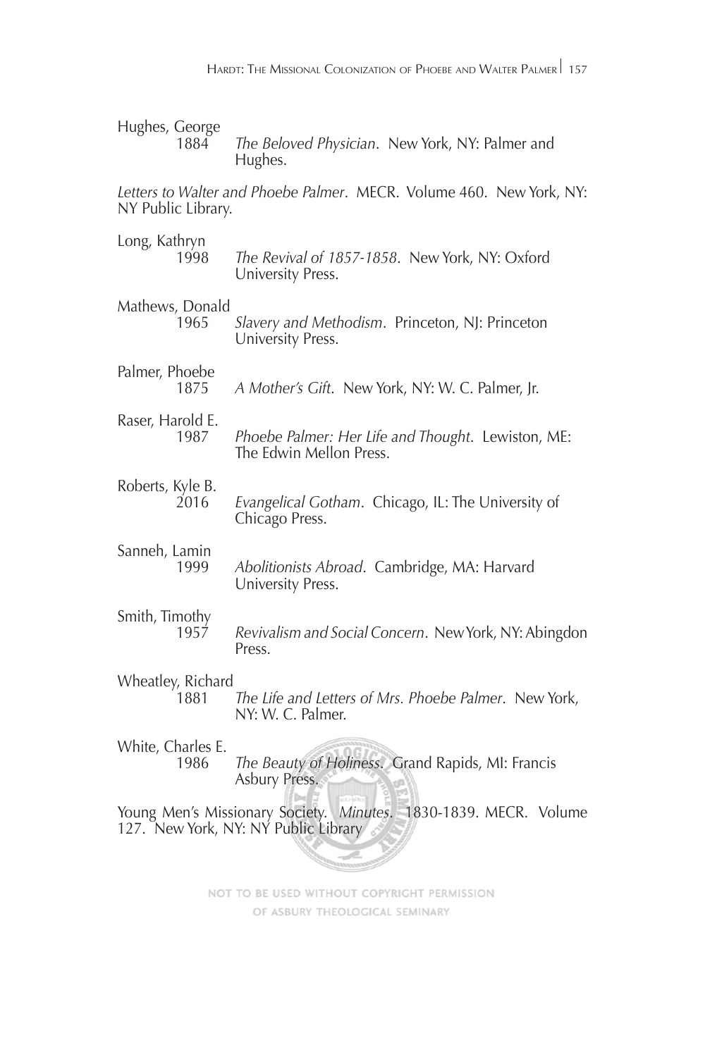Hughes, George
1884 *The Beloved Physician*. New York, NY: Palmer and Hughes.

*Letters to Walter and Phoebe Palmer*. MECR. Volume 460. New York, NY: NY Public Library.

Long, Kathryn
1998 *The Revival of 1857-1858*. New York, NY: Oxford University Press.

Mathews, Donald
1965 *Slavery and Methodism*. Princeton, NJ: Princeton University Press.

Palmer, Phoebe
1875 *A Mother's Gift*. New York, NY: W. C. Palmer, Jr.

Raser, Harold E.
1987 *Phoebe Palmer: Her Life and Thought*. Lewiston, ME: The Edwin Mellon Press.

Roberts, Kyle B.
2016 *Evangelical Gotham*. Chicago, IL: The University of Chicago Press.

Sanneh, Lamin
1999 *Abolitionists Abroad*. Cambridge, MA: Harvard University Press.

Smith, Timothy
1957 *Revivalism and Social Concern*. New York, NY: Abingdon Press.

Wheatley, Richard
1881 *The Life and Letters of Mrs. Phoebe Palmer*. New York, NY: W. C. Palmer.

White, Charles E.
1986 *The Beauty of Holiness*. Grand Rapids, MI: Francis Asbury Press.

Young Men's Missionary Society. *Minutes*. 1830-1839. MECR. Volume 127. New York, NY: NY Public Library

NOT TO BE USED WITHOUT COPYRIGHT PERMISSION OF ASBURY THEOLOGICAL SEMINARY